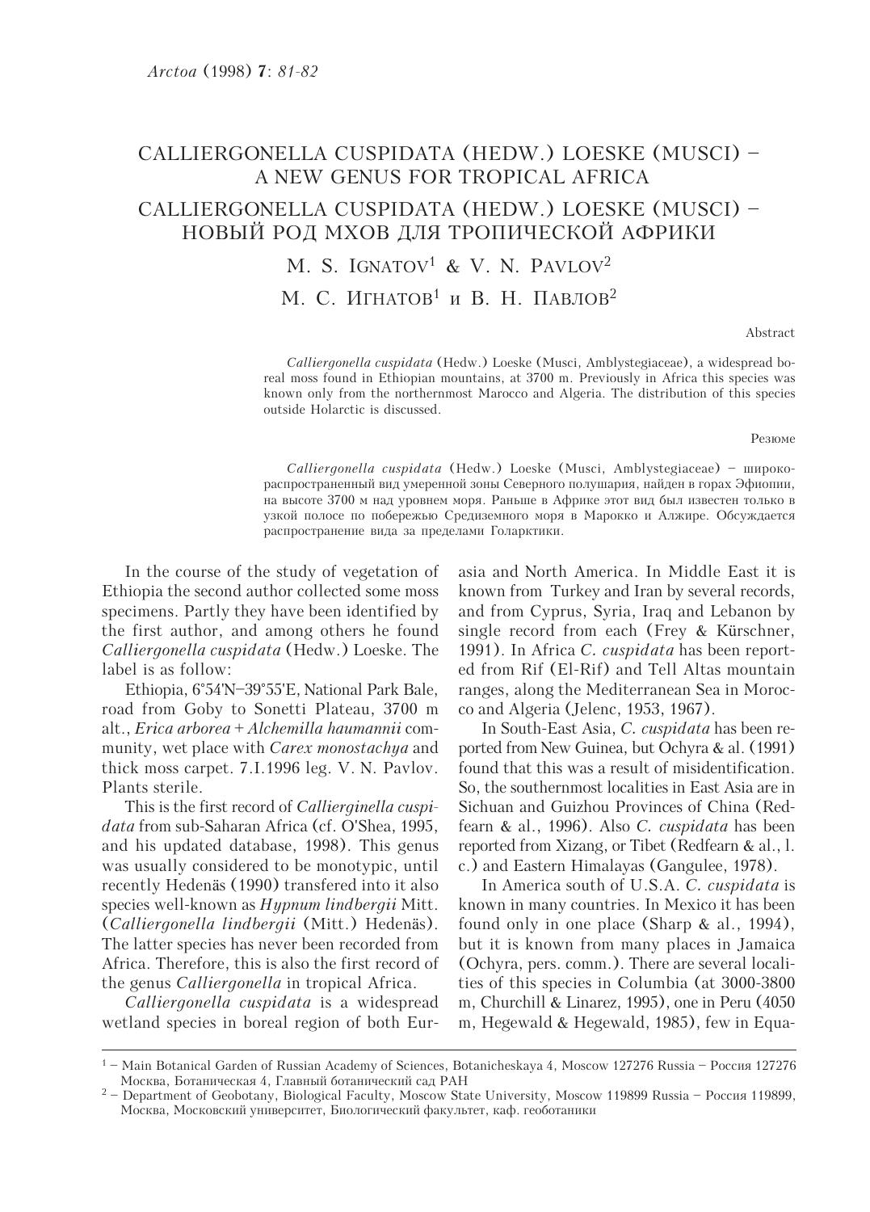# CALLIERGONELLA CUSPIDATA (HEDW.) LOESKE (MUSCI) – A NEW GENUS FOR TROPICAL AFRICA

# CALLIERGONELLA CUSPIDATA (HEDW.) LOESKE (MUSCI) – НОВЫЙ РОД МХОВ ДЛЯ ТРОПИЧЕСКОЙ АФРИКИ

M. S. IGNATOV[1] & V. N. PAVLOV[2]

М. С. ИГНАТОВ[1] и В. Н. ПАВЛОВ[2]

Abstract

*Calliergonella cuspidata* (Hedw.) Loeske (Musci, Amblystegiaceae), a widespread boreal moss found in Ethiopian mountains, at 3700 m. Previously in Africa this species was known only from the northernmost Marocco and Algeria. The distribution of this species outside Holarctic is discussed.

Резюме

*Calliergonella cuspidata* (Hedw.) Loeske (Musci, Amblystegiaceae) – широкораспространенный вид умеренной зоны Северного полушария, найден в горах Эфиопии, на высоте 3700 м над уровнем моря. Раньше в Африке этот вид был известен только в узкой полосе по побережью Средиземного моря в Марокко и Алжире. Обсуждается распространение вида за пределами Голарктики.

In the course of the study of vegetation of Ethiopia the second author collected some moss specimens. Partly they have been identified by the first author, and among others he found *Calliergonella cuspidata* (Hedw.) Loeske. The label is as follow:

Ethiopia, 6°54'N–39°55'E, National Park Bale, road from Goby to Sonetti Plateau, 3700 m alt., *Erica arborea* + *Alchemilla haumannii* community, wet place with *Carex monostachya* and thick moss carpet. 7.I.1996 leg. V. N. Pavlov. Plants sterile.

This is the first record of *Callierginella cuspidata* from sub-Saharan Africa (cf. O'Shea, 1995, and his updated database, 1998). This genus was usually considered to be monotypic, until recently Hedenäs (1990) transfered into it also species well-known as *Hypnum lindbergii* Mitt. (*Calliergonella lindbergii* (Mitt.) Hedenäs). The latter species has never been recorded from Africa. Therefore, this is also the first record of the genus *Calliergonella* in tropical Africa.

*Calliergonella cuspidata* is a widespread wetland species in boreal region of both Eurasia and North America. In Middle East it is known from Turkey and Iran by several records, and from Cyprus, Syria, Iraq and Lebanon by single record from each (Frey & Kürschner, 1991). In Africa *C. cuspidata* has been reported from Rif (El-Rif) and Tell Altas mountain ranges, along the Mediterranean Sea in Morocco and Algeria (Jelenc, 1953, 1967).

In South-East Asia, *C. cuspidata* has been reported from New Guinea, but Ochyra & al. (1991) found that this was a result of misidentification. So, the southernmost localities in East Asia are in Sichuan and Guizhou Provinces of China (Redfearn & al., 1996). Also *C. cuspidata* has been reported from Xizang, or Tibet (Redfearn & al., l. c.) and Eastern Himalayas (Gangulee, 1978).

In America south of U.S.A. *C. cuspidata* is known in many countries. In Mexico it has been found only in one place (Sharp & al., 1994), but it is known from many places in Jamaica (Ochyra, pers. comm.). There are several localities of this species in Columbia (at 3000-3800 m, Churchill & Linarez, 1995), one in Peru (4050 m, Hegewald & Hegewald, 1985), few in Equa-

[1] – Main Botanical Garden of Russian Academy of Sciences, Botanicheskaya 4, Moscow 127276 Russia – Россия 127276 Москва, Ботаническая 4, Главный ботанический сад РАН

[2] – Department of Geobotany, Biological Faculty, Moscow State University, Moscow 119899 Russia – Россия 119899, Москва, Московский университет, Биологический факультет, каф. геоботаники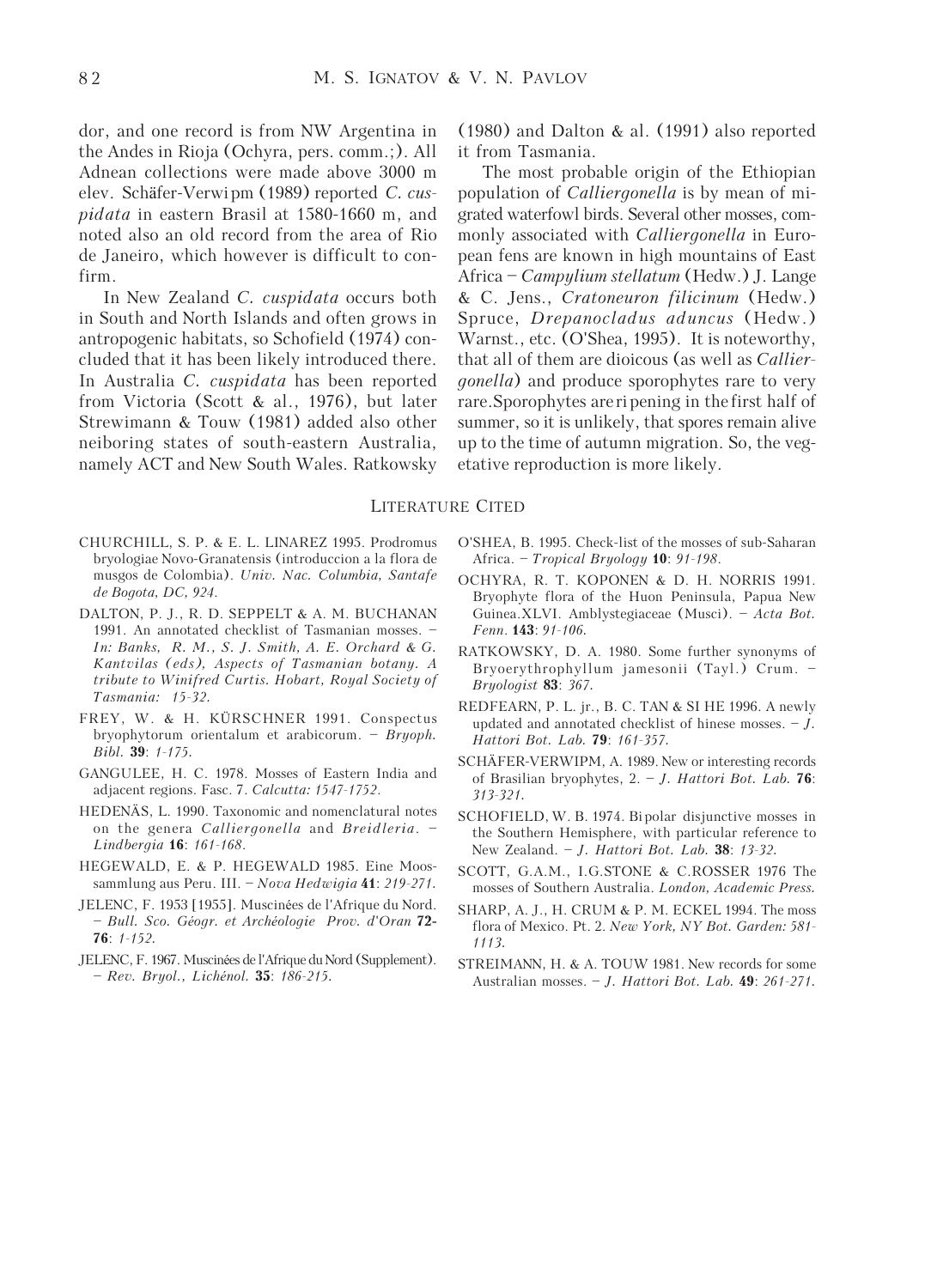dor, and one record is from NW Argentina in the Andes in Rioja (Ochyra, pers. comm.;). All Adnean collections were made above 3000 m elev. Schäfer-Verwipm (1989) reported *C. cuspidata* in eastern Brasil at 1580-1660 m, and noted also an old record from the area of Rio de Janeiro, which however is difficult to confirm.

In New Zealand *C. cuspidata* occurs both in South and North Islands and often grows in antropogenic habitats, so Schofield (1974) concluded that it has been likely introduced there. In Australia *C. cuspidata* has been reported from Victoria (Scott & al., 1976), but later Strewimann & Touw (1981) added also other neiboring states of south-eastern Australia, namely ACT and New South Wales. Ratkowsky (1980) and Dalton & al. (1991) also reported it from Tasmania.

The most probable origin of the Ethiopian population of *Calliergonella* is by mean of migrated waterfowl birds. Several other mosses, commonly associated with *Calliergonella* in European fens are known in high mountains of East Africa – *Campylium stellatum* (Hedw.) J. Lange & C. Jens., *Cratoneuron filicinum* (Hedw.) Spruce, *Drepanocladus aduncus* (Hedw.) Warnst., etc. (O'Shea, 1995). It is noteworthy, that all of them are dioicous (as well as *Calliergonella*) and produce sporophytes rare to very rare.Sporophytes are ripening in the first half of summer, so it is unlikely, that spores remain alive up to the time of autumn migration. So, the vegetative reproduction is more likely.

## Literature Cited

CHURCHILL, S. P. & E. L. LINAREZ 1995. Prodromus bryologiae Novo-Granatensis (introduccion a la flora de musgos de Colombia). *Univ. Nac. Columbia, Santafe de Bogota, DC, 924.*

DALTON, P. J., R. D. SEPPELT & A. M. BUCHANAN 1991. An annotated checklist of Tasmanian mosses. – *In: Banks, R. M., S. J. Smith, A. E. Orchard & G. Kantvilas (eds), Aspects of Tasmanian botany. A tribute to Winifred Curtis. Hobart, Royal Society of Tasmania: 15-32.*

FREY, W. & H. KÜRSCHNER 1991. Conspectus bryophytorum orientalum et arabicorum. – *Bryoph. Bibl.* **39**: *1-175.*

GANGULEE, H. C. 1978. Mosses of Eastern India and adjacent regions. Fasc. 7. *Calcutta: 1547-1752.*

HEDENÄS, L. 1990. Taxonomic and nomenclatural notes on the genera *Calliergonella* and *Breidleria*. – *Lindbergia* **16**: *161-168.*

HEGEWALD, E. & P. HEGEWALD 1985. Eine Moossammlung aus Peru. III. – *Nova Hedwigia* **41**: *219-271.*

JELENC, F. 1953 [1955]. Muscinées de l'Afrique du Nord. – *Bull. Sco. Géogr. et Archéologie Prov. d'Oran* **72-76**: *1-152.*

JELENC, F. 1967. Muscinées de l'Afrique du Nord (Supplement). – *Rev. Bryol., Lichénol.* **35**: *186-215.*

O'SHEA, B. 1995. Check-list of the mosses of sub-Saharan Africa. – *Tropical Bryology* **10**: *91-198.*

OCHYRA, R. T. KOPONEN & D. H. NORRIS 1991. Bryophyte flora of the Huon Peninsula, Papua New Guinea.XLVI. Amblystegiaceae (Musci). – *Acta Bot. Fenn.* **143**: *91-106.*

RATKOWSKY, D. A. 1980. Some further synonyms of Bryoerythrophyllum jamesonii (Tayl.) Crum. – *Bryologist* **83**: *367.*

REDFEARN, P. L. jr., B. C. TAN & SI HE 1996. A newly updated and annotated checklist of hinese mosses. – *J. Hattori Bot. Lab.* **79**: *161-357.*

SCHÄFER-VERWIPM, A. 1989. New or interesting records of Brasilian bryophytes, 2. – *J. Hattori Bot. Lab.* **76**: *313-321.*

SCHOFIELD, W. B. 1974. Bipolar disjunctive mosses in the Southern Hemisphere, with particular reference to New Zealand. – *J. Hattori Bot. Lab.* **38**: *13-32.*

SCOTT, G.A.M., I.G.STONE & C.ROSSER 1976 The mosses of Southern Australia. *London, Academic Press.*

SHARP, A. J., H. CRUM & P. M. ECKEL 1994. The moss flora of Mexico. Pt. 2. *New York, NY Bot. Garden: 581-1113.*

STREIMANN, H. & A. TOUW 1981. New records for some Australian mosses. – *J. Hattori Bot. Lab.* **49**: *261-271.*